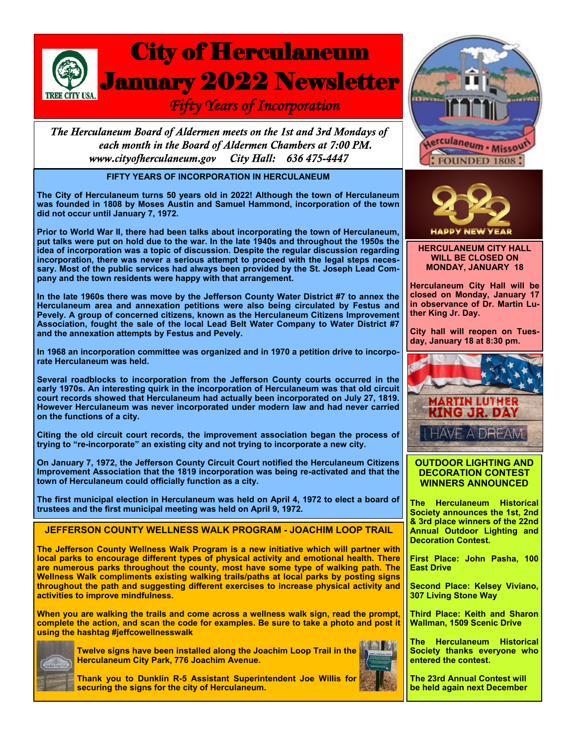# City of Herculaneum January 2022 Newsletter

*Fifty Years of Incorporation*

*The Herculaneum Board of Aldermen meets on the 1st and 3rd Mondays of each month in the Board of Aldermen Chambers at 7:00 PM.*
*www.cityofherculaneum.gov City Hall: 636 475-4447*

## FIFTY YEARS OF INCORPORATION IN HERCULANEUM

**The City of Herculaneum turns 50 years old in 2022! Although the town of Herculaneum was founded in 1808 by Moses Austin and Samuel Hammond, incorporation of the town did not occur until January 7, 1972.**

**Prior to World War II, there had been talks about incorporating the town of Herculaneum, put talks were put on hold due to the war. In the late 1940s and throughout the 1950s the idea of incorporation was a topic of discussion. Despite the regular discussion regarding incorporation, there was never a serious attempt to proceed with the legal steps necessary. Most of the public services had always been provided by the St. Joseph Lead Company and the town residents were happy with that arrangement.**

**In the late 1960s there was move by the Jefferson County Water District #7 to annex the Herculaneum area and annexation petitions were also being circulated by Festus and Pevely. A group of concerned citizens, known as the Herculaneum Citizens Improvement Association, fought the sale of the local Lead Belt Water Company to Water District #7 and the annexation attempts by Festus and Pevely.**

**In 1968 an incorporation committee was organized and in 1970 a petition drive to incorporate Herculaneum was held.**

**Several roadblocks to incorporation from the Jefferson County courts occurred in the early 1970s. An interesting quirk in the incorporation of Herculaneum was that old circuit court records showed that Herculaneum had actually been incorporated on July 27, 1819. However Herculaneum was never incorporated under modern law and had never carried on the functions of a city.**

**Citing the old circuit court records, the improvement association began the process of trying to "re-incorporate" an existing city and not trying to incorporate a new city.**

**On January 7, 1972, the Jefferson County Circuit Court notified the Herculaneum Citizens Improvement Association that the 1819 incorporation was being re-activated and that the town of Herculaneum could officially function as a city.**

**The first municipal election in Herculaneum was held on April 4, 1972 to elect a board of trustees and the first municipal meeting was held on April 9, 1972.**

## JEFFERSON COUNTY WELLNESS WALK PROGRAM - JOACHIM LOOP TRAIL

**The Jefferson County Wellness Walk Program is a new initiative which will partner with local parks to encourage different types of physical activity and emotional health. There are numerous parks throughout the county, most have some type of walking path. The Wellness Walk compliments existing walking trails/paths at local parks by posting signs throughout the path and suggesting different exercises to increase physical activity and activities to improve mindfulness.**

**When you are walking the trails and come across a wellness walk sign, read the prompt, complete the action, and scan the code for examples. Be sure to take a photo and post it using the hashtag #jeffcowellnesswalk**

**Twelve signs have been installed along the Joachim Loop Trail in the Herculaneum City Park, 776 Joachim Avenue.**

**Thank you to Dunklin R-5 Assistant Superintendent Joe Willis for securing the signs for the city of Herculaneum.**

## HERCULANEUM CITY HALL WILL BE CLOSED ON MONDAY, JANUARY 18

**Herculaneum City Hall will be closed on Monday, January 17 in observance of Dr. Martin Luther King Jr. Day.**

**City hall will reopen on Tuesday, January 18 at 8:30 pm.**

## OUTDOOR LIGHTING AND DECORATION CONTEST WINNERS ANNOUNCED

**The Herculaneum Historical Society announces the 1st, 2nd & 3rd place winners of the 22nd Annual Outdoor Lighting and Decoration Contest.**

**First Place: John Pasha, 100 East Drive**

**Second Place: Kelsey Viviano, 307 Living Stone Way**

**Third Place: Keith and Sharon Wallman, 1509 Scenic Drive**

**The Herculaneum Historical Society thanks everyone who entered the contest.**

**The 23rd Annual Contest will be held again next December**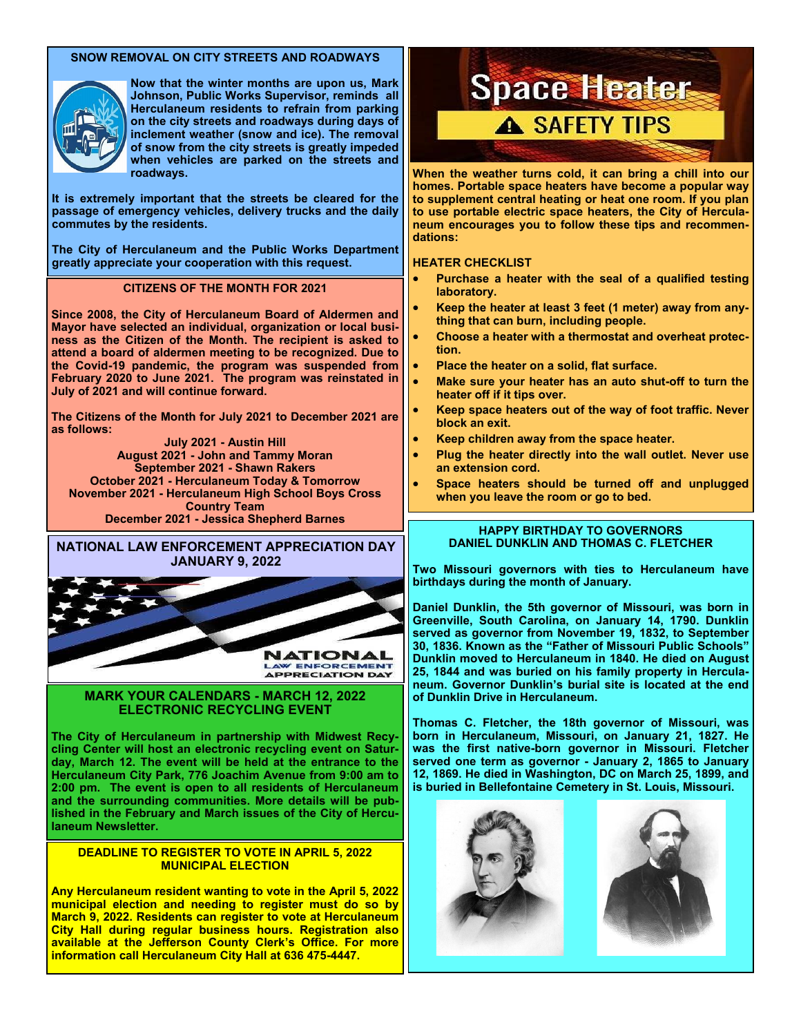## SNOW REMOVAL ON CITY STREETS AND ROADWAYS

**Now that the winter months are upon us, Mark Johnson, Public Works Supervisor, reminds all Herculaneum residents to refrain from parking on the city streets and roadways during days of inclement weather (snow and ice). The removal of snow from the city streets is greatly impeded when vehicles are parked on the streets and roadways.**

**It is extremely important that the streets be cleared for the passage of emergency vehicles, delivery trucks and the daily commutes by the residents.**

**The City of Herculaneum and the Public Works Department greatly appreciate your cooperation with this request.**

## CITIZENS OF THE MONTH FOR 2021

**Since 2008, the City of Herculaneum Board of Aldermen and Mayor have selected an individual, organization or local business as the Citizen of the Month. The recipient is asked to attend a board of aldermen meeting to be recognized. Due to the Covid-19 pandemic, the program was suspended from February 2020 to June 2021. The program was reinstated in July of 2021 and will continue forward.**

**The Citizens of the Month for July 2021 to December 2021 are as follows:**

**July 2021 - Austin Hill**
**August 2021 - John and Tammy Moran**
**September 2021 - Shawn Rakers**
**October 2021 - Herculaneum Today & Tomorrow**
**November 2021 - Herculaneum High School Boys Cross Country Team**
**December 2021 - Jessica Shepherd Barnes**

## NATIONAL LAW ENFORCEMENT APPRECIATION DAY JANUARY 9, 2022

NATIONAL LAW ENFORCEMENT APPRECIATION DAY

## MARK YOUR CALENDARS - MARCH 12, 2022 ELECTRONIC RECYCLING EVENT

**The City of Herculaneum in partnership with Midwest Recycling Center will host an electronic recycling event on Saturday, March 12. The event will be held at the entrance to the Herculaneum City Park, 776 Joachim Avenue from 9:00 am to 2:00 pm. The event is open to all residents of Herculaneum and the surrounding communities. More details will be published in the February and March issues of the City of Herculaneum Newsletter.**

## DEADLINE TO REGISTER TO VOTE IN APRIL 5, 2022 MUNICIPAL ELECTION

**Any Herculaneum resident wanting to vote in the April 5, 2022 municipal election and needing to register must do so by March 9, 2022. Residents can register to vote at Herculaneum City Hall during regular business hours. Registration also available at the Jefferson County Clerk's Office. For more information call Herculaneum City Hall at 636 475-4447.**

## Space Heater SAFETY TIPS

**When the weather turns cold, it can bring a chill into our homes. Portable space heaters have become a popular way to supplement central heating or heat one room. If you plan to use portable electric space heaters, the City of Herculaneum encourages you to follow these tips and recommendations:**

**HEATER CHECKLIST**

- **Purchase a heater with the seal of a qualified testing laboratory.**
- **Keep the heater at least 3 feet (1 meter) away from anything that can burn, including people.**
- **Choose a heater with a thermostat and overheat protection.**
- **Place the heater on a solid, flat surface.**
- **Make sure your heater has an auto shut-off to turn the heater off if it tips over.**
- **Keep space heaters out of the way of foot traffic. Never block an exit.**
- **Keep children away from the space heater.**
- **Plug the heater directly into the wall outlet. Never use an extension cord.**
- **Space heaters should be turned off and unplugged when you leave the room or go to bed.**

## HAPPY BIRTHDAY TO GOVERNORS DANIEL DUNKLIN AND THOMAS C. FLETCHER

**Two Missouri governors with ties to Herculaneum have birthdays during the month of January.**

**Daniel Dunklin, the 5th governor of Missouri, was born in Greenville, South Carolina, on January 14, 1790. Dunklin served as governor from November 19, 1832, to September 30, 1836. Known as the "Father of Missouri Public Schools" Dunklin moved to Herculaneum in 1840. He died on August 25, 1844 and was buried on his family property in Herculaneum. Governor Dunklin's burial site is located at the end of Dunklin Drive in Herculaneum.**

**Thomas C. Fletcher, the 18th governor of Missouri, was born in Herculaneum, Missouri, on January 21, 1827. He was the first native-born governor in Missouri. Fletcher served one term as governor - January 2, 1865 to January 12, 1869. He died in Washington, DC on March 25, 1899, and is buried in Bellefontaine Cemetery in St. Louis, Missouri.**